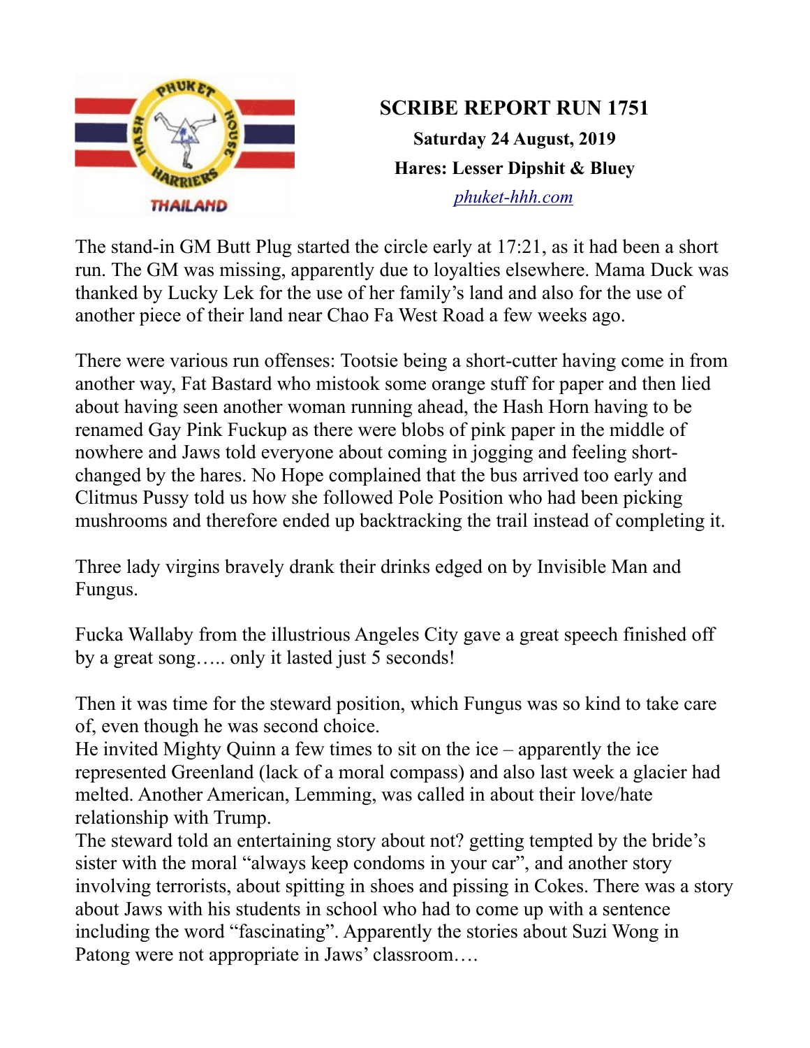# SCRIBE REPORT RUN 1751

**Saturday 24 August, 2019**

**Hares: Lesser Dipshit & Bluey**

[phuket-hhh.com](phuket-hhh.com)

The stand-in GM Butt Plug started the circle early at 17:21, as it had been a short run. The GM was missing, apparently due to loyalties elsewhere. Mama Duck was thanked by Lucky Lek for the use of her family's land and also for the use of another piece of their land near Chao Fa West Road a few weeks ago.

There were various run offenses: Tootsie being a short-cutter having come in from another way, Fat Bastard who mistook some orange stuff for paper and then lied about having seen another woman running ahead, the Hash Horn having to be renamed Gay Pink Fuckup as there were blobs of pink paper in the middle of nowhere and Jaws told everyone about coming in jogging and feeling short-changed by the hares. No Hope complained that the bus arrived too early and Clitmus Pussy told us how she followed Pole Position who had been picking mushrooms and therefore ended up backtracking the trail instead of completing it.

Three lady virgins bravely drank their drinks edged on by Invisible Man and Fungus.

Fucka Wallaby from the illustrious Angeles City gave a great speech finished off by a great song….. only it lasted just 5 seconds!

Then it was time for the steward position, which Fungus was so kind to take care of, even though he was second choice.
He invited Mighty Quinn a few times to sit on the ice – apparently the ice represented Greenland (lack of a moral compass) and also last week a glacier had melted. Another American, Lemming, was called in about their love/hate relationship with Trump.
The steward told an entertaining story about not? getting tempted by the bride's sister with the moral "always keep condoms in your car", and another story involving terrorists, about spitting in shoes and pissing in Cokes. There was a story about Jaws with his students in school who had to come up with a sentence including the word "fascinating". Apparently the stories about Suzi Wong in Patong were not appropriate in Jaws' classroom….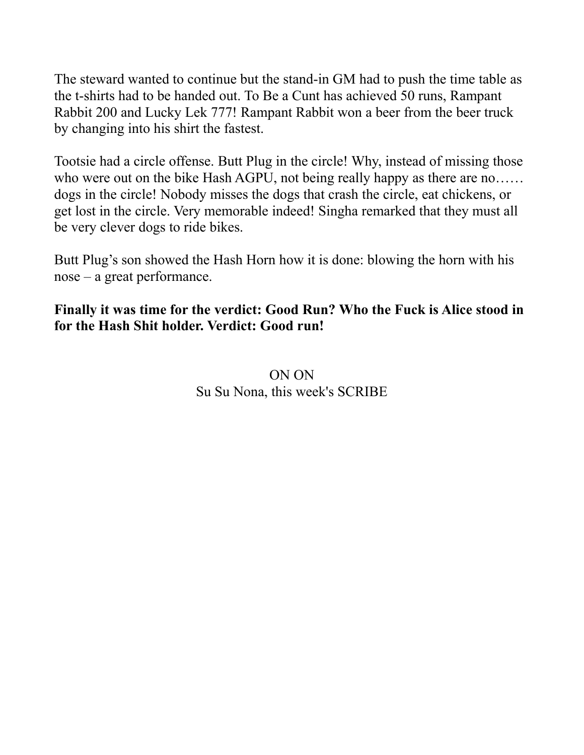The steward wanted to continue but the stand-in GM had to push the time table as the t-shirts had to be handed out. To Be a Cunt has achieved 50 runs, Rampant Rabbit 200 and Lucky Lek 777! Rampant Rabbit won a beer from the beer truck by changing into his shirt the fastest.

Tootsie had a circle offense. Butt Plug in the circle! Why, instead of missing those who were out on the bike Hash AGPU, not being really happy as there are no…… dogs in the circle! Nobody misses the dogs that crash the circle, eat chickens, or get lost in the circle. Very memorable indeed! Singha remarked that they must all be very clever dogs to ride bikes.

Butt Plug's son showed the Hash Horn how it is done: blowing the horn with his nose – a great performance.

**Finally it was time for the verdict: Good Run? Who the Fuck is Alice stood in for the Hash Shit holder. Verdict: Good run!**

ON ON
Su Su Nona, this week's SCRIBE